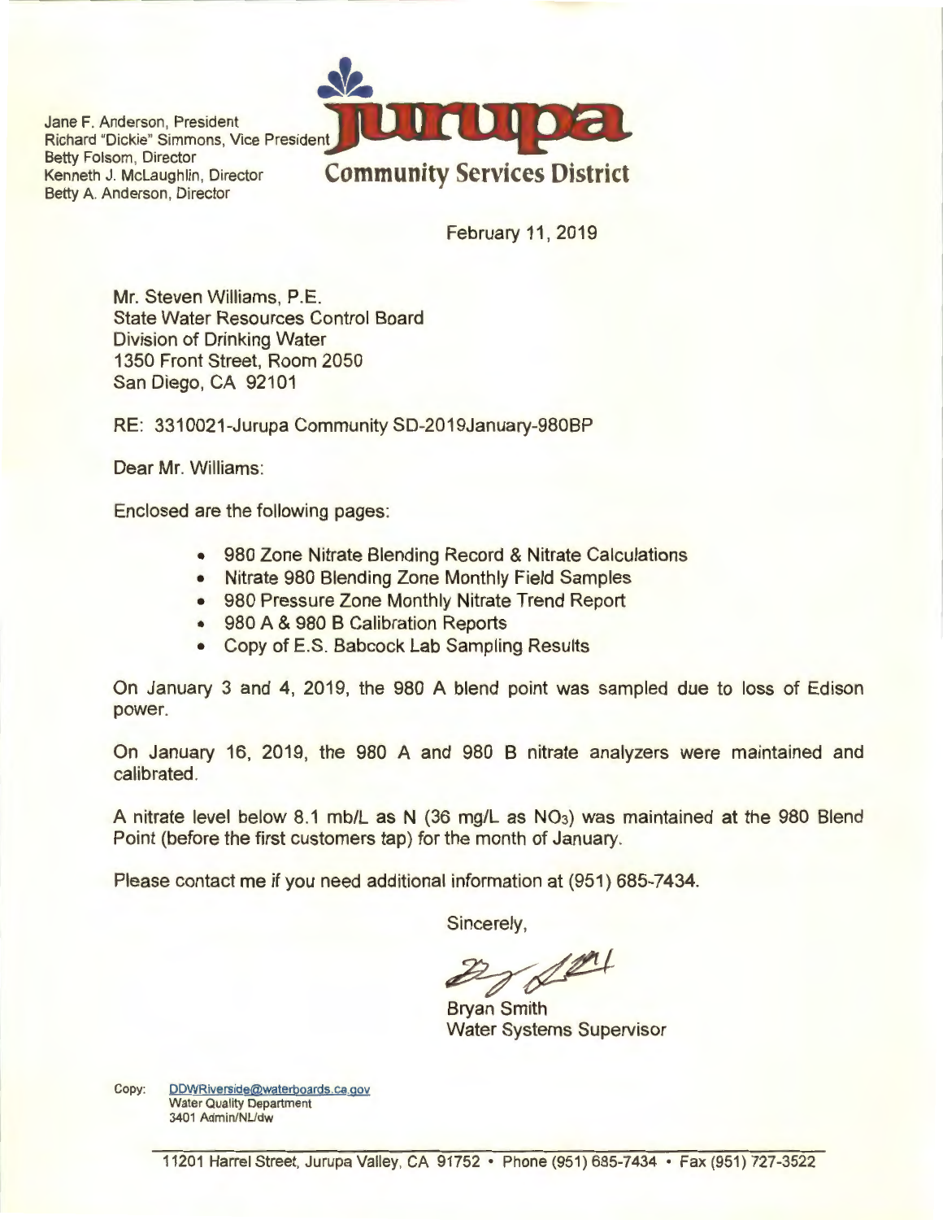Jane F. Anderson, President
Richard "Dickie" Simmons, Vice President
Betty Folsom, Director
Kenneth J. McLaughlin, Director
Betty A. Anderson, Director

**Jurupa Community Services District**

February 11, 2019

Mr. Steven Williams, P.E.
State Water Resources Control Board
Division of Drinking Water
1350 Front Street, Room 2050
San Diego, CA 92101

RE: 3310021-Jurupa Community SD-2019January-980BP

Dear Mr. Williams:

Enclosed are the following pages:

- 980 Zone Nitrate Blending Record & Nitrate Calculations
- Nitrate 980 Blending Zone Monthly Field Samples
- 980 Pressure Zone Monthly Nitrate Trend Report
- 980 A & 980 B Calibration Reports
- Copy of E.S. Babcock Lab Sampling Results

On January 3 and 4, 2019, the 980 A blend point was sampled due to loss of Edison power.

On January 16, 2019, the 980 A and 980 B nitrate analyzers were maintained and calibrated.

A nitrate level below 8.1 mb/L as N (36 mg/L as $NO_3$) was maintained at the 980 Blend Point (before the first customers tap) for the month of January.

Please contact me if you need additional information at (951) 685-7434.

Sincerely,

Bryan Smith
Water Systems Supervisor

Copy: DDWRiverside@waterboards.ca.gov
Water Quality Department
3401 Admin/NL/dw

11201 Harrel Street, Jurupa Valley, CA 91752 • Phone (951) 685-7434 • Fax (951) 727-3522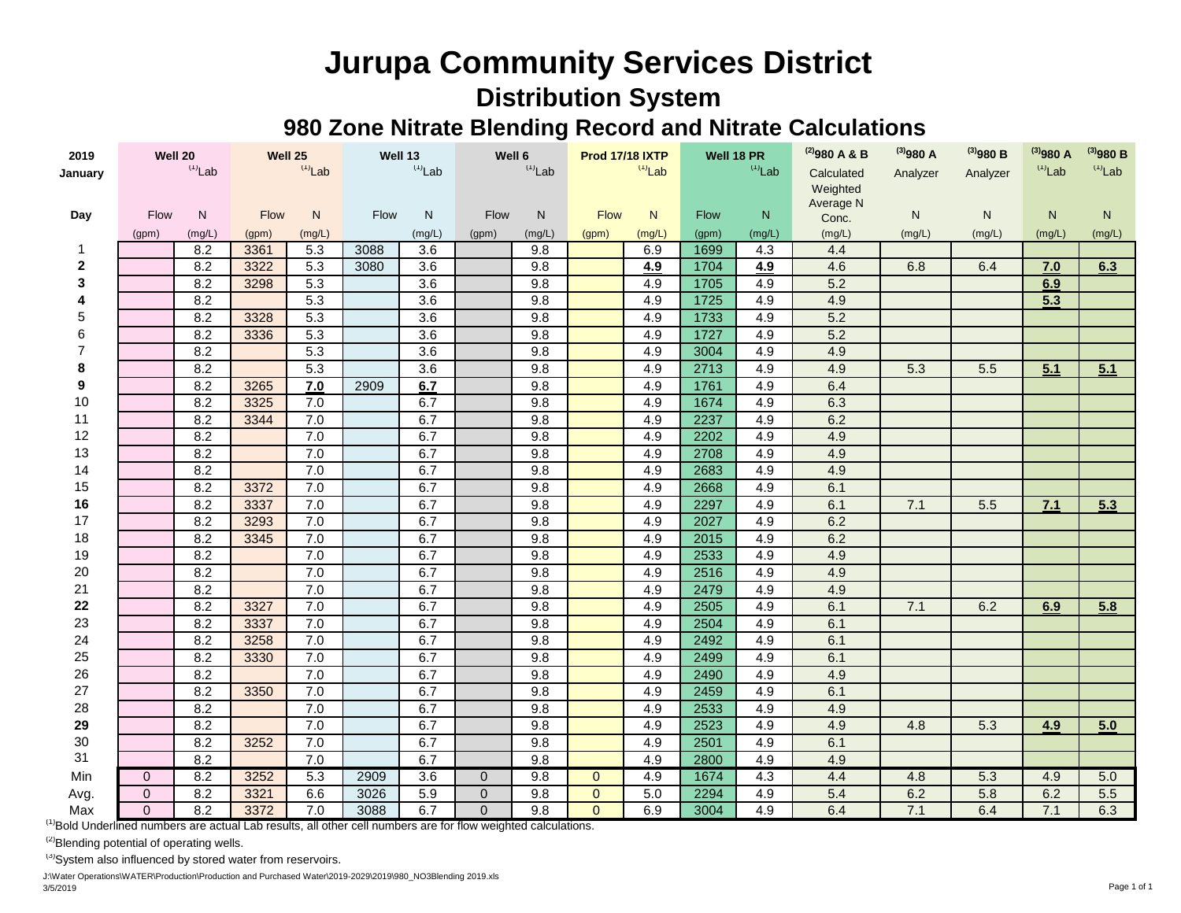# Jurupa Community Services District

## Distribution System

### 980 Zone Nitrate Blending Record and Nitrate Calculations

| 2019 January | Well 20 | | Well 25 | | Well 13 | | Well 6 | | Prod 17/18 IXTP | | Well 18 PR | | [2] 980 A & B | [3] 980 A | [3] 980 B | [3] 980 A | [3] 980 B |
|---|---|---|---|---|---|---|---|---|---|---|---|---|---|---|---|---|---|
| | | [1] Lab | | [1] Lab | | [1] Lab | | [1] Lab | | [1] Lab | | [1] Lab | Calculated Weighted Average N Conc. | Analyzer | Analyzer | [1] Lab | [1] Lab |
| Day | Flow (gpm) | N (mg/L) | Flow (gpm) | N (mg/L) | Flow | N (mg/L) | Flow (gpm) | N (mg/L) | Flow (gpm) | N (mg/L) | Flow (gpm) | N (mg/L) | (mg/L) | N (mg/L) | N (mg/L) | N (mg/L) | N (mg/L) |
| 1 | | 8.2 | 3361 | 5.3 | 3088 | 3.6 | | 9.8 | | 6.9 | 1699 | 4.3 | 4.4 | | | | |
| **2** | | 8.2 | 3322 | 5.3 | 3080 | 3.6 | | 9.8 | | **4.9** | 1704 | **4.9** | 4.6 | 6.8 | 6.4 | **7.0** | **6.3** |
| **3** | | 8.2 | 3298 | 5.3 | | 3.6 | | 9.8 | | 4.9 | 1705 | 4.9 | 5.2 | | | **6.9** | |
| **4** | | 8.2 | | 5.3 | | 3.6 | | 9.8 | | 4.9 | 1725 | 4.9 | 4.9 | | | **5.3** | |
| 5 | | 8.2 | 3328 | 5.3 | | 3.6 | | 9.8 | | 4.9 | 1733 | 4.9 | 5.2 | | | | |
| 6 | | 8.2 | 3336 | 5.3 | | 3.6 | | 9.8 | | 4.9 | 1727 | 4.9 | 5.2 | | | | |
| 7 | | 8.2 | | 5.3 | | 3.6 | | 9.8 | | 4.9 | 3004 | 4.9 | 4.9 | | | | |
| **8** | | 8.2 | | 5.3 | | 3.6 | | 9.8 | | 4.9 | 2713 | 4.9 | 4.9 | 5.3 | 5.5 | **5.1** | **5.1** |
| **9** | | 8.2 | 3265 | **7.0** | 2909 | **6.7** | | 9.8 | | 4.9 | 1761 | 4.9 | 6.4 | | | | |
| 10 | | 8.2 | 3325 | 7.0 | | 6.7 | | 9.8 | | 4.9 | 1674 | 4.9 | 6.3 | | | | |
| 11 | | 8.2 | 3344 | 7.0 | | 6.7 | | 9.8 | | 4.9 | 2237 | 4.9 | 6.2 | | | | |
| 12 | | 8.2 | | 7.0 | | 6.7 | | 9.8 | | 4.9 | 2202 | 4.9 | 4.9 | | | | |
| 13 | | 8.2 | | 7.0 | | 6.7 | | 9.8 | | 4.9 | 2708 | 4.9 | 4.9 | | | | |
| 14 | | 8.2 | | 7.0 | | 6.7 | | 9.8 | | 4.9 | 2683 | 4.9 | 4.9 | | | | |
| 15 | | 8.2 | 3372 | 7.0 | | 6.7 | | 9.8 | | 4.9 | 2668 | 4.9 | 6.1 | | | | |
| **16** | | 8.2 | 3337 | 7.0 | | 6.7 | | 9.8 | | 4.9 | 2297 | 4.9 | 6.1 | 7.1 | 5.5 | **7.1** | **5.3** |
| 17 | | 8.2 | 3293 | 7.0 | | 6.7 | | 9.8 | | 4.9 | 2027 | 4.9 | 6.2 | | | | |
| 18 | | 8.2 | 3345 | 7.0 | | 6.7 | | 9.8 | | 4.9 | 2015 | 4.9 | 6.2 | | | | |
| 19 | | 8.2 | | 7.0 | | 6.7 | | 9.8 | | 4.9 | 2533 | 4.9 | 4.9 | | | | |
| 20 | | 8.2 | | 7.0 | | 6.7 | | 9.8 | | 4.9 | 2516 | 4.9 | 4.9 | | | | |
| 21 | | 8.2 | | 7.0 | | 6.7 | | 9.8 | | 4.9 | 2479 | 4.9 | 4.9 | | | | |
| **22** | | 8.2 | 3327 | 7.0 | | 6.7 | | 9.8 | | 4.9 | 2505 | 4.9 | 6.1 | 7.1 | 6.2 | **6.9** | **5.8** |
| 23 | | 8.2 | 3337 | 7.0 | | 6.7 | | 9.8 | | 4.9 | 2504 | 4.9 | 6.1 | | | | |
| 24 | | 8.2 | 3258 | 7.0 | | 6.7 | | 9.8 | | 4.9 | 2492 | 4.9 | 6.1 | | | | |
| 25 | | 8.2 | 3330 | 7.0 | | 6.7 | | 9.8 | | 4.9 | 2499 | 4.9 | 6.1 | | | | |
| 26 | | 8.2 | | 7.0 | | 6.7 | | 9.8 | | 4.9 | 2490 | 4.9 | 4.9 | | | | |
| 27 | | 8.2 | 3350 | 7.0 | | 6.7 | | 9.8 | | 4.9 | 2459 | 4.9 | 6.1 | | | | |
| 28 | | 8.2 | | 7.0 | | 6.7 | | 9.8 | | 4.9 | 2533 | 4.9 | 4.9 | | | | |
| **29** | | 8.2 | | 7.0 | | 6.7 | | 9.8 | | 4.9 | 2523 | 4.9 | 4.9 | 4.8 | 5.3 | **4.9** | **5.0** |
| 30 | | 8.2 | 3252 | 7.0 | | 6.7 | | 9.8 | | 4.9 | 2501 | 4.9 | 6.1 | | | | |
| 31 | | 8.2 | | 7.0 | | 6.7 | | 9.8 | | 4.9 | 2800 | 4.9 | 4.9 | | | | |
| Min | 0 | 8.2 | 3252 | 5.3 | 2909 | 3.6 | 0 | 9.8 | 0 | 4.9 | 1674 | 4.3 | 4.4 | 4.8 | 5.3 | 4.9 | 5.0 |
| Avg. | 0 | 8.2 | 3321 | 6.6 | 3026 | 5.9 | 0 | 9.8 | 0 | 5.0 | 2294 | 4.9 | 5.4 | 6.2 | 5.8 | 6.2 | 5.5 |
| Max | 0 | 8.2 | 3372 | 7.0 | 3088 | 6.7 | 0 | 9.8 | 0 | 6.9 | 3004 | 4.9 | 6.4 | 7.1 | 6.4 | 7.1 | 6.3 |

[1] Bold Underlined numbers are actual Lab results, all other cell numbers are for flow weighted calculations.

[2] Blending potential of operating wells.

[3] System also influenced by stored water from reservoirs.

J:\Water Operations\WATER\Production\Production and Purchased Water\2019-2029\2019\980_NO3Blending 2019.xls

3/5/2019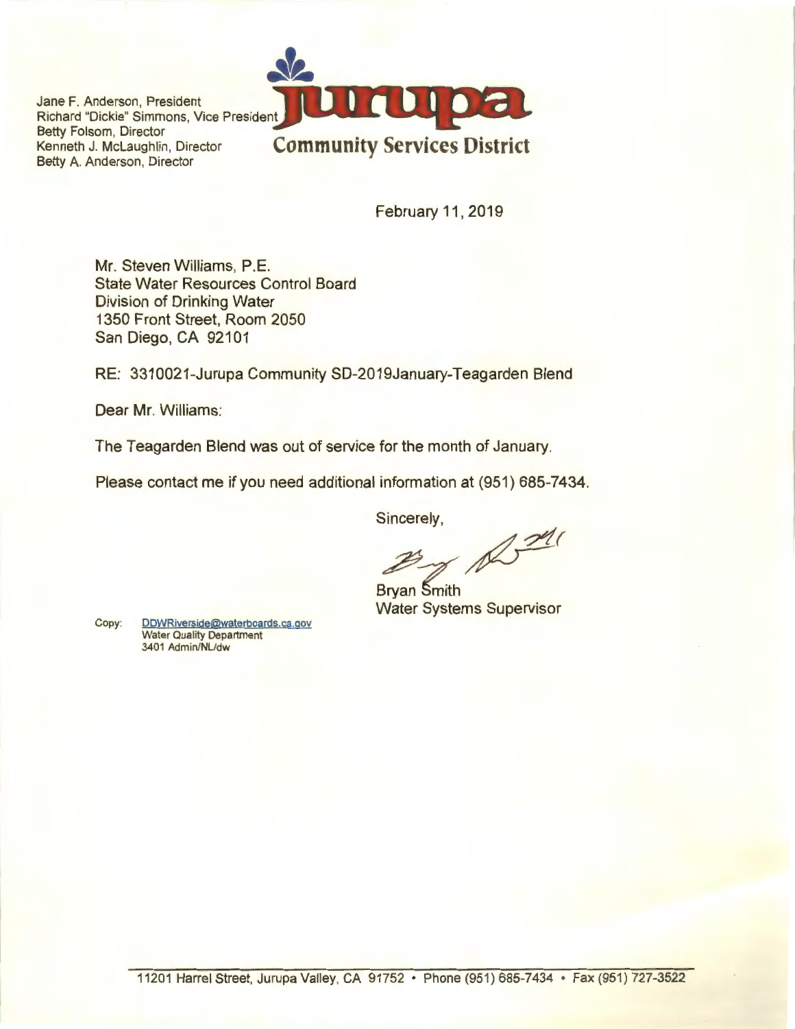Jane F. Anderson, President
Richard "Dickie" Simmons, Vice President
Betty Folsom, Director
Kenneth J. McLaughlin, Director
Betty A. Anderson, Director

**Jurupa**
**Community Services District**

February 11, 2019

Mr. Steven Williams, P.E.
State Water Resources Control Board
Division of Drinking Water
1350 Front Street, Room 2050
San Diego, CA 92101

RE: 3310021-Jurupa Community SD-2019January-Teagarden Blend

Dear Mr. Williams:

The Teagarden Blend was out of service for the month of January.

Please contact me if you need additional information at (951) 685-7434.

Sincerely,

Bryan Smith
Water Systems Supervisor

Copy: DDWRiverside@waterboards.ca.gov
Water Quality Department
3401 Admin/NL/dw

11201 Harrel Street, Jurupa Valley, CA 91752 • Phone (951) 685-7434 • Fax (951) 727-3522